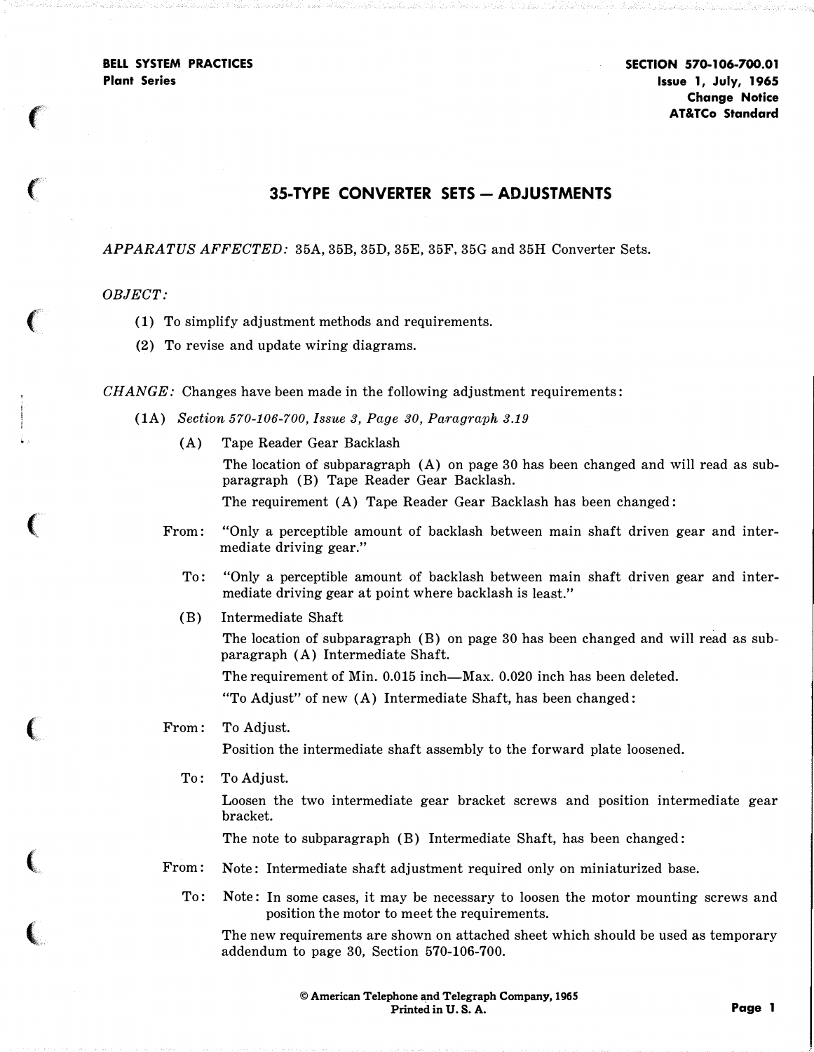BELL SYSTEM PRACTICES
Plant Series

SECTION 570-106-700.01
Issue 1, July, 1965
Change Notice
AT&TCo Standard

# 35-TYPE CONVERTER SETS — ADJUSTMENTS

*APPARATUS AFFECTED:* 35A, 35B, 35D, 35E, 35F, 35G and 35H Converter Sets.

*OBJECT:*

(1) To simplify adjustment methods and requirements.

(2) To revise and update wiring diagrams.

*CHANGE:* Changes have been made in the following adjustment requirements:

(1A) *Section 570-106-700, Issue 3, Page 30, Paragraph 3.19*

(A) Tape Reader Gear Backlash

The location of subparagraph (A) on page 30 has been changed and will read as subparagraph (B) Tape Reader Gear Backlash.

The requirement (A) Tape Reader Gear Backlash has been changed:

From: "Only a perceptible amount of backlash between main shaft driven gear and intermediate driving gear."

To: "Only a perceptible amount of backlash between main shaft driven gear and intermediate driving gear at point where backlash is least."

(B) Intermediate Shaft

The location of subparagraph (B) on page 30 has been changed and will read as subparagraph (A) Intermediate Shaft.

The requirement of Min. 0.015 inch—Max. 0.020 inch has been deleted.

"To Adjust" of new (A) Intermediate Shaft, has been changed:

From: To Adjust.

Position the intermediate shaft assembly to the forward plate loosened.

To: To Adjust.

Loosen the two intermediate gear bracket screws and position intermediate gear bracket.

The note to subparagraph (B) Intermediate Shaft, has been changed:

From: Note: Intermediate shaft adjustment required only on miniaturized base.

To: Note: In some cases, it may be necessary to loosen the motor mounting screws and position the motor to meet the requirements.

The new requirements are shown on attached sheet which should be used as temporary addendum to page 30, Section 570-106-700.

© American Telephone and Telegraph Company, 1965
Printed in U. S. A.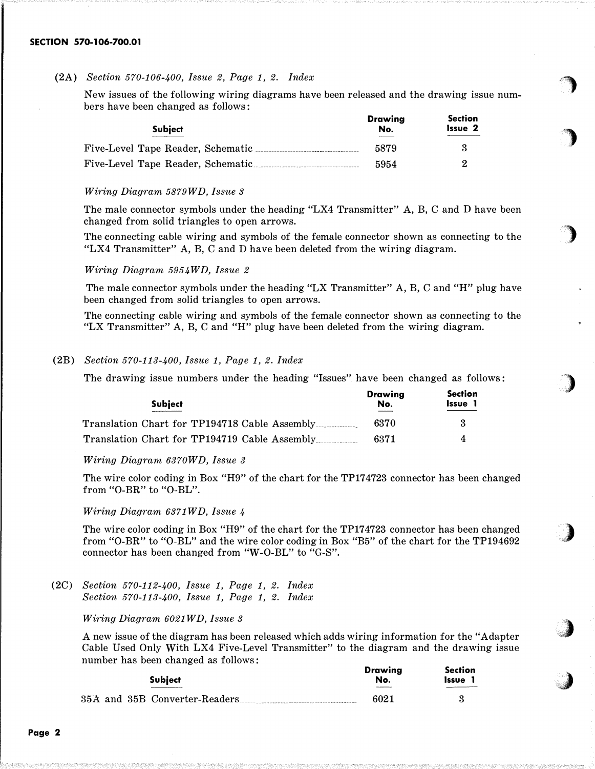(2A) *Section 570-106-400, Issue 2, Page 1, 2. Index*

New issues of the following wiring diagrams have been released and the drawing issue numbers have been changed as follows:

| Subject | Drawing No. | Section Issue 2 |
|---|---|---|
| Five-Level Tape Reader, Schematic | 5879 | 3 |
| Five-Level Tape Reader, Schematic | 5954 | 2 |

*Wiring Diagram 5879WD, Issue 3*

The male connector symbols under the heading "LX4 Transmitter" A, B, C and D have been changed from solid triangles to open arrows.

The connecting cable wiring and symbols of the female connector shown as connecting to the "LX4 Transmitter" A, B, C and D have been deleted from the wiring diagram.

*Wiring Diagram 5954WD, Issue 2*

The male connector symbols under the heading "LX Transmitter" A, B, C and "H" plug have been changed from solid triangles to open arrows.

The connecting cable wiring and symbols of the female connector shown as connecting to the "LX Transmitter" A, B, C and "H" plug have been deleted from the wiring diagram.

(2B) *Section 570-113-400, Issue 1, Page 1, 2. Index*

The drawing issue numbers under the heading "Issues" have been changed as follows:

| Subject | Drawing No. | Section Issue 1 |
|---|---|---|
| Translation Chart for TP194718 Cable Assembly | 6370 | 3 |
| Translation Chart for TP194719 Cable Assembly | 6371 | 4 |

*Wiring Diagram 6370WD, Issue 3*

The wire color coding in Box "H9" of the chart for the TP174723 connector has been changed from "O-BR" to "O-BL".

*Wiring Diagram 6371WD, Issue 4*

The wire color coding in Box "H9" of the chart for the TP174723 connector has been changed from "O-BR" to "O-BL" and the wire color coding in Box "B5" of the chart for the TP194692 connector has been changed from "W-O-BL" to "G-S".

(2C) *Section 570-112-400, Issue 1, Page 1, 2. Index*
*Section 570-113-400, Issue 1, Page 1, 2. Index*

*Wiring Diagram 6021WD, Issue 3*

A new issue of the diagram has been released which adds wiring information for the "Adapter Cable Used Only With LX4 Five-Level Transmitter" to the diagram and the drawing issue number has been changed as follows:

| Subject | Drawing No. | Section Issue 1 |
|---|---|---|
| 35A and 35B Converter-Readers | 6021 | 3 |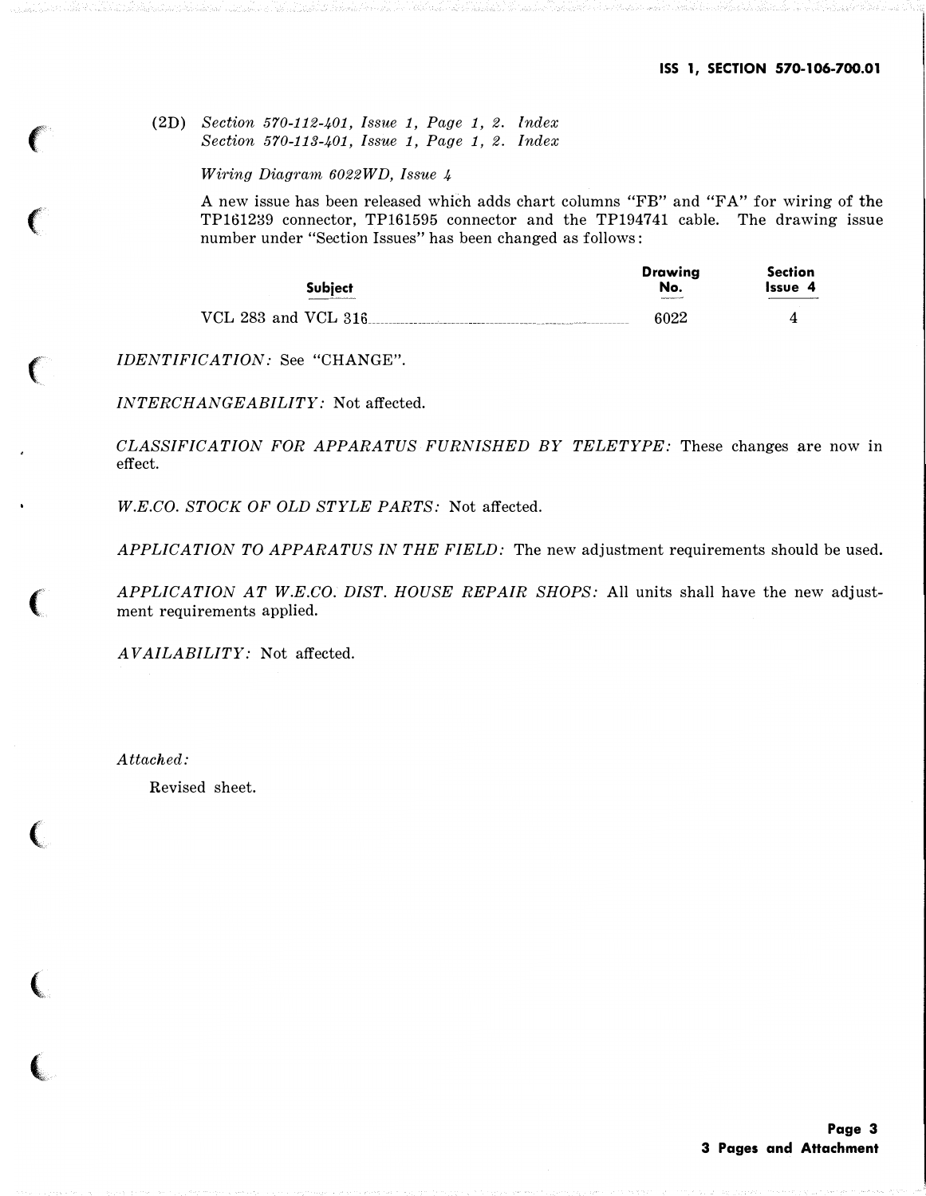(2D) *Section 570-112-401, Issue 1, Page 1, 2. Index*
*Section 570-113-401, Issue 1, Page 1, 2. Index*

*Wiring Diagram 6022WD, Issue 4*

A new issue has been released which adds chart columns "FB" and "FA" for wiring of the TP161239 connector, TP161595 connector and the TP194741 cable. The drawing issue number under "Section Issues" has been changed as follows:

| Subject | Drawing No. | Section Issue 4 |
|---|---|---|
| VCL 283 and VCL 316 | 6022 | 4 |

*IDENTIFICATION:* See "CHANGE".

*INTERCHANGEABILITY:* Not affected.

*CLASSIFICATION FOR APPARATUS FURNISHED BY TELETYPE:* These changes are now in effect.

*W.E.CO. STOCK OF OLD STYLE PARTS:* Not affected.

*APPLICATION TO APPARATUS IN THE FIELD:* The new adjustment requirements should be used.

*APPLICATION AT W.E.CO. DIST. HOUSE REPAIR SHOPS:* All units shall have the new adjustment requirements applied.

*AVAILABILITY:* Not affected.

*Attached:*

Revised sheet.

**3 Pages and Attachment**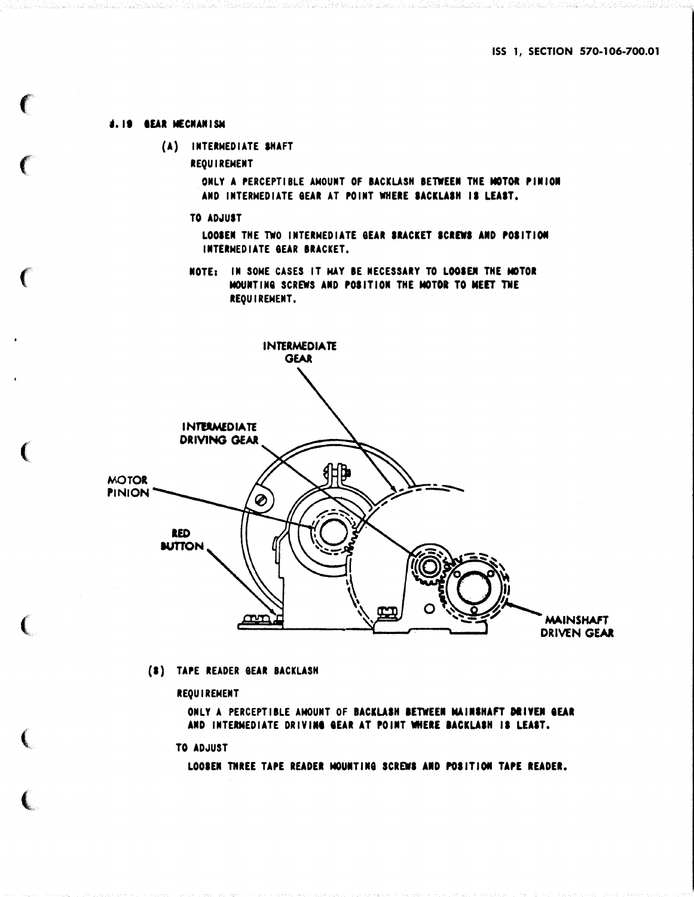## 4.19 GEAR MECHANISM

**(A) INTERMEDIATE SHAFT**

REQUIREMENT

ONLY A PERCEPTIBLE AMOUNT OF BACKLASH BETWEEN THE MOTOR PINION AND INTERMEDIATE GEAR AT POINT WHERE BACKLASH IS LEAST.

TO ADJUST

LOOSEN THE TWO INTERMEDIATE GEAR BRACKET SCREWS AND POSITION INTERMEDIATE GEAR BRACKET.

NOTE: IN SOME CASES IT MAY BE NECESSARY TO LOOSEN THE MOTOR MOUNTING SCREWS AND POSITION THE MOTOR TO MEET THE REQUIREMENT.

INTERMEDIATE GEAR

INTERMEDIATE DRIVING GEAR

MOTOR PINION

RED BUTTON

MAINSHAFT DRIVEN GEAR

**(B) TAPE READER GEAR BACKLASH**

REQUIREMENT

ONLY A PERCEPTIBLE AMOUNT OF BACKLASH BETWEEN MAINSHAFT DRIVEN GEAR AND INTERMEDIATE DRIVING GEAR AT POINT WHERE BACKLASH IS LEAST.

TO ADJUST

LOOSEN THREE TAPE READER MOUNTING SCREWS AND POSITION TAPE READER.